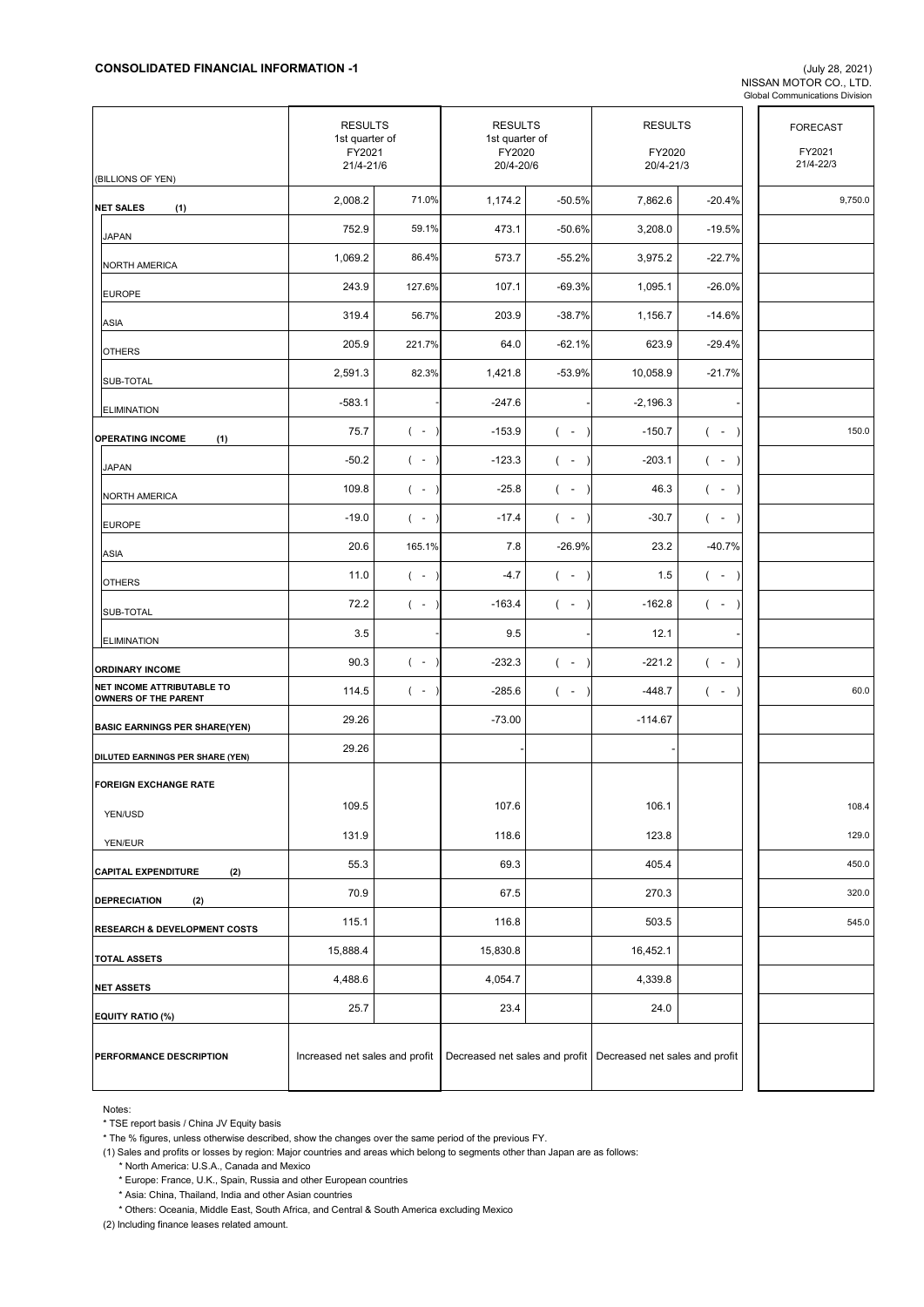**CONSOLIDATED FINANCIAL INFORMATION -1**

(July 28, 2021)
NISSAN MOTOR CO., LTD.
Global Communications Division

| (BILLIONS OF YEN) | RESULTS 1st quarter of FY2021 21/4-21/6 | | RESULTS 1st quarter of FY2020 20/4-20/6 | | RESULTS FY2020 20/4-21/3 | | FORECAST FY2021 21/4-22/3 |
|---|---|---|---|---|---|---|---|
| **NET SALES (1)** | 2,008.2 | 71.0% | 1,174.2 | -50.5% | 7,862.6 | -20.4% | 9,750.0 |
| JAPAN | 752.9 | 59.1% | 473.1 | -50.6% | 3,208.0 | -19.5% | |
| NORTH AMERICA | 1,069.2 | 86.4% | 573.7 | -55.2% | 3,975.2 | -22.7% | |
| EUROPE | 243.9 | 127.6% | 107.1 | -69.3% | 1,095.1 | -26.0% | |
| ASIA | 319.4 | 56.7% | 203.9 | -38.7% | 1,156.7 | -14.6% | |
| OTHERS | 205.9 | 221.7% | 64.0 | -62.1% | 623.9 | -29.4% | |
| SUB-TOTAL | 2,591.3 | 82.3% | 1,421.8 | -53.9% | 10,058.9 | -21.7% | |
| ELIMINATION | -583.1 | - | -247.6 | - | -2,196.3 | - | |
| **OPERATING INCOME (1)** | 75.7 | ( - ) | -153.9 | ( - ) | -150.7 | ( - ) | 150.0 |
| JAPAN | -50.2 | ( - ) | -123.3 | ( - ) | -203.1 | ( - ) | |
| NORTH AMERICA | 109.8 | ( - ) | -25.8 | ( - ) | 46.3 | ( - ) | |
| EUROPE | -19.0 | ( - ) | -17.4 | ( - ) | -30.7 | ( - ) | |
| ASIA | 20.6 | 165.1% | 7.8 | -26.9% | 23.2 | -40.7% | |
| OTHERS | 11.0 | ( - ) | -4.7 | ( - ) | 1.5 | ( - ) | |
| SUB-TOTAL | 72.2 | ( - ) | -163.4 | ( - ) | -162.8 | ( - ) | |
| ELIMINATION | 3.5 | - | 9.5 | - | 12.1 | - | |
| **ORDINARY INCOME** | 90.3 | ( - ) | -232.3 | ( - ) | -221.2 | ( - ) | |
| **NET INCOME ATTRIBUTABLE TO OWNERS OF THE PARENT** | 114.5 | ( - ) | -285.6 | ( - ) | -448.7 | ( - ) | 60.0 |
| **BASIC EARNINGS PER SHARE(YEN)** | 29.26 | | -73.00 | | -114.67 | | |
| **DILUTED EARNINGS PER SHARE (YEN)** | 29.26 | | - | | - | | |
| **FOREIGN EXCHANGE RATE** | | | | | | | |
| YEN/USD | 109.5 | | 107.6 | | 106.1 | | 108.4 |
| YEN/EUR | 131.9 | | 118.6 | | 123.8 | | 129.0 |
| **CAPITAL EXPENDITURE (2)** | 55.3 | | 69.3 | | 405.4 | | 450.0 |
| **DEPRECIATION (2)** | 70.9 | | 67.5 | | 270.3 | | 320.0 |
| **RESEARCH & DEVELOPMENT COSTS** | 115.1 | | 116.8 | | 503.5 | | 545.0 |
| **TOTAL ASSETS** | 15,888.4 | | 15,830.8 | | 16,452.1 | | |
| **NET ASSETS** | 4,488.6 | | 4,054.7 | | 4,339.8 | | |
| **EQUITY RATIO (%)** | 25.7 | | 23.4 | | 24.0 | | |
| **PERFORMANCE DESCRIPTION** | Increased net sales and profit | | Decreased net sales and profit | | Decreased net sales and profit | | |

Notes:

* TSE report basis / China JV Equity basis
* The % figures, unless otherwise described, show the changes over the same period of the previous FY.

(1) Sales and profits or losses by region: Major countries and areas which belong to segments other than Japan are as follows:

* North America: U.S.A., Canada and Mexico
* Europe: France, U.K., Spain, Russia and other European countries
* Asia: China, Thailand, India and other Asian countries
* Others: Oceania, Middle East, South Africa, and Central & South America excluding Mexico

(2) Including finance leases related amount.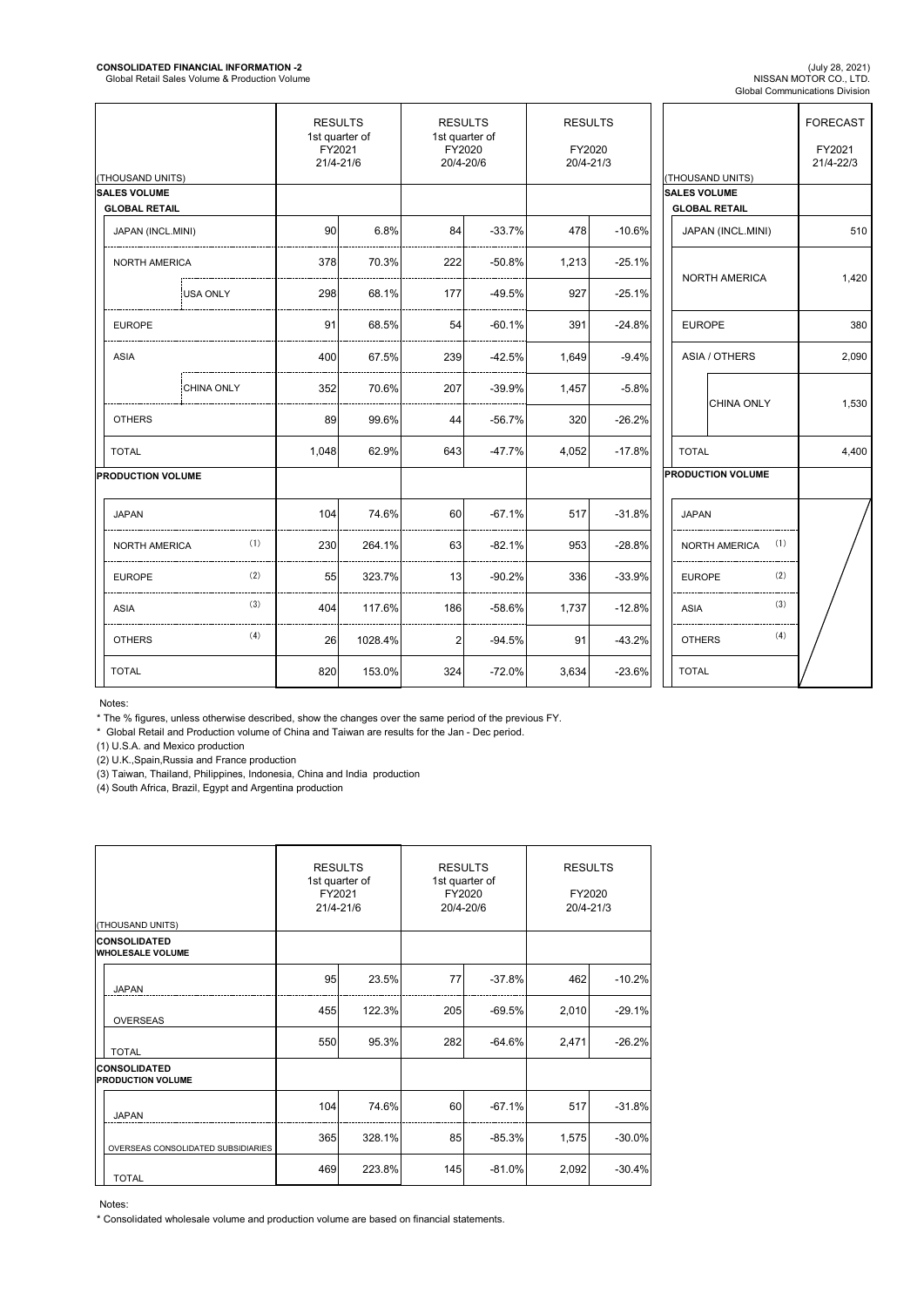**CONSOLIDATED FINANCIAL INFORMATION -2**
Global Retail Sales Volume & Production Volume

(July 28, 2021)
NISSAN MOTOR CO., LTD.
Global Communications Division

| (THOUSAND UNITS) | | RESULTS 1st quarter of FY2021 21/4-21/6 | | RESULTS 1st quarter of FY2020 20/4-20/6 | | RESULTS FY2020 20/4-21/3 | |
|---|---|---|---|---|---|---|---|
| **SALES VOLUME** | | | | | | | |
| **GLOBAL RETAIL** | | | | | | | |
| JAPAN (INCL.MINI) | | 90 | 6.8% | 84 | -33.7% | 478 | -10.6% |
| NORTH AMERICA | | 378 | 70.3% | 222 | -50.8% | 1,213 | -25.1% |
| | USA ONLY | 298 | 68.1% | 177 | -49.5% | 927 | -25.1% |
| EUROPE | | 91 | 68.5% | 54 | -60.1% | 391 | -24.8% |
| ASIA | | 400 | 67.5% | 239 | -42.5% | 1,649 | -9.4% |
| | CHINA ONLY | 352 | 70.6% | 207 | -39.9% | 1,457 | -5.8% |
| OTHERS | | 89 | 99.6% | 44 | -56.7% | 320 | -26.2% |
| TOTAL | | 1,048 | 62.9% | 643 | -47.7% | 4,052 | -17.8% |
| **PRODUCTION VOLUME** | | | | | | | |
| JAPAN | | 104 | 74.6% | 60 | -67.1% | 517 | -31.8% |
| NORTH AMERICA | (1) | 230 | 264.1% | 63 | -82.1% | 953 | -28.8% |
| EUROPE | (2) | 55 | 323.7% | 13 | -90.2% | 336 | -33.9% |
| ASIA | (3) | 404 | 117.6% | 186 | -58.6% | 1,737 | -12.8% |
| OTHERS | (4) | 26 | 1028.4% | 2 | -94.5% | 91 | -43.2% |
| TOTAL | | 820 | 153.0% | 324 | -72.0% | 3,634 | -23.6% |

| (THOUSAND UNITS) | | FORECAST FY2021 21/4-22/3 |
|---|---|---|
| **SALES VOLUME** | | |
| **GLOBAL RETAIL** | | |
| JAPAN (INCL.MINI) | | 510 |
| NORTH AMERICA | | 1,420 |
| EUROPE | | 380 |
| ASIA / OTHERS | | 2,090 |
| | CHINA ONLY | 1,530 |
| TOTAL | | 4,400 |
| **PRODUCTION VOLUME** | | |
| JAPAN | | |
| NORTH AMERICA | (1) | |
| EUROPE | (2) | |
| ASIA | (3) | |
| OTHERS | (4) | |
| TOTAL | | |

Notes:

* The % figures, unless otherwise described, show the changes over the same period of the previous FY.
* Global Retail and Production volume of China and Taiwan are results for the Jan - Dec period.

(1) U.S.A. and Mexico production
(2) U.K.,Spain,Russia and France production
(3) Taiwan, Thailand, Philippines, Indonesia, China and India production
(4) South Africa, Brazil, Egypt and Argentina production

| (THOUSAND UNITS) | RESULTS 1st quarter of FY2021 21/4-21/6 | | RESULTS 1st quarter of FY2020 20/4-20/6 | | RESULTS FY2020 20/4-21/3 | |
|---|---|---|---|---|---|---|
| **CONSOLIDATED WHOLESALE VOLUME** | | | | | | |
| JAPAN | 95 | 23.5% | 77 | -37.8% | 462 | -10.2% |
| OVERSEAS | 455 | 122.3% | 205 | -69.5% | 2,010 | -29.1% |
| TOTAL | 550 | 95.3% | 282 | -64.6% | 2,471 | -26.2% |
| **CONSOLIDATED PRODUCTION VOLUME** | | | | | | |
| JAPAN | 104 | 74.6% | 60 | -67.1% | 517 | -31.8% |
| OVERSEAS CONSOLIDATED SUBSIDIARIES | 365 | 328.1% | 85 | -85.3% | 1,575 | -30.0% |
| TOTAL | 469 | 223.8% | 145 | -81.0% | 2,092 | -30.4% |

Notes:

* Consolidated wholesale volume and production volume are based on financial statements.